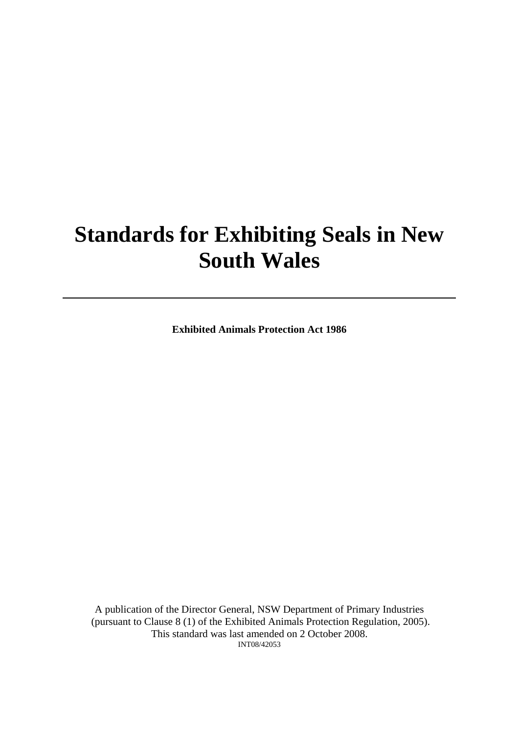# Standards for Exhibiting Seals in New South Wales

---

**Exhibited Animals Protection Act 1986**

A publication of the Director General, NSW Department of Primary Industries (pursuant to Clause 8 (1) of the Exhibited Animals Protection Regulation, 2005).
This standard was last amended on 2 October 2008.
INT08/42053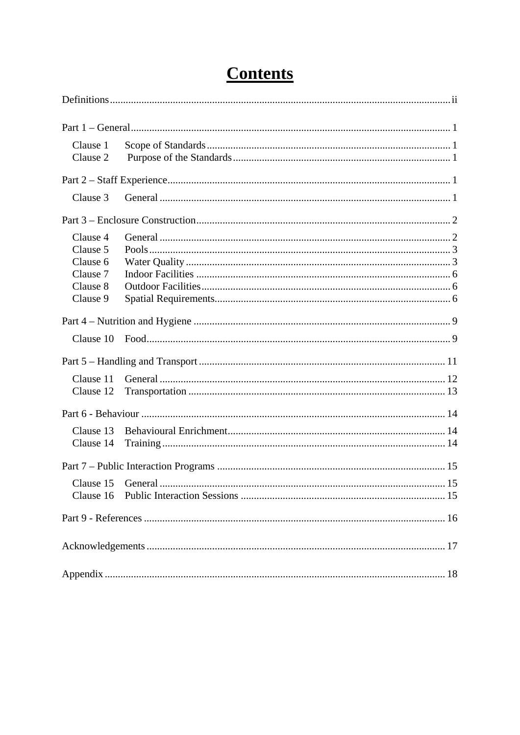# Contents

Definitions .................................................. ii

Part 1 – General .................................................. 1

- Clause 1 Scope of Standards .................................................. 1
- Clause 2 Purpose of the Standards .................................................. 1

Part 2 – Staff Experience .................................................. 1

- Clause 3 General .................................................. 1

Part 3 – Enclosure Construction .................................................. 2

- Clause 4 General .................................................. 2
- Clause 5 Pools .................................................. 3
- Clause 6 Water Quality .................................................. 3
- Clause 7 Indoor Facilities .................................................. 6
- Clause 8 Outdoor Facilities .................................................. 6
- Clause 9 Spatial Requirements .................................................. 6

Part 4 – Nutrition and Hygiene .................................................. 9

- Clause 10 Food .................................................. 9

Part 5 – Handling and Transport .................................................. 11

- Clause 11 General .................................................. 12
- Clause 12 Transportation .................................................. 13

Part 6 - Behaviour .................................................. 14

- Clause 13 Behavioural Enrichment .................................................. 14
- Clause 14 Training .................................................. 14

Part 7 – Public Interaction Programs .................................................. 15

- Clause 15 General .................................................. 15
- Clause 16 Public Interaction Sessions .................................................. 15

Part 9 - References .................................................. 16

Acknowledgements .................................................. 17

Appendix .................................................. 18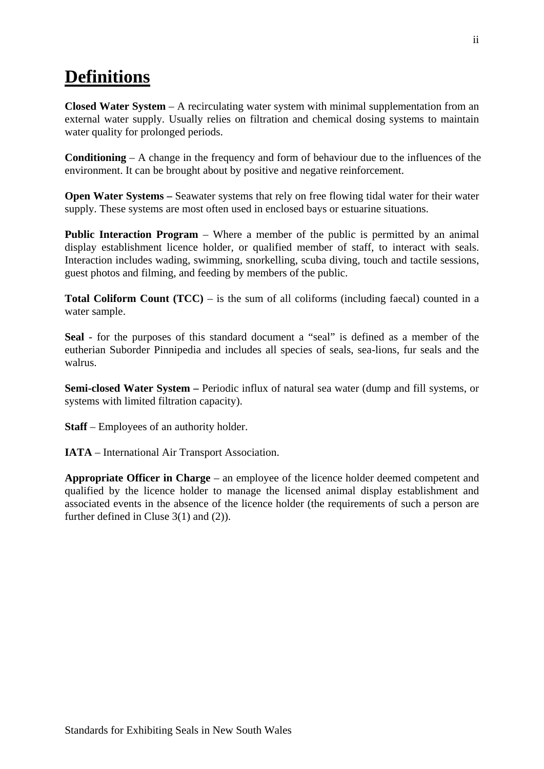# Definitions

**Closed Water System** – A recirculating water system with minimal supplementation from an external water supply. Usually relies on filtration and chemical dosing systems to maintain water quality for prolonged periods.

**Conditioning** – A change in the frequency and form of behaviour due to the influences of the environment. It can be brought about by positive and negative reinforcement.

**Open Water Systems –** Seawater systems that rely on free flowing tidal water for their water supply. These systems are most often used in enclosed bays or estuarine situations.

**Public Interaction Program** – Where a member of the public is permitted by an animal display establishment licence holder, or qualified member of staff, to interact with seals. Interaction includes wading, swimming, snorkelling, scuba diving, touch and tactile sessions, guest photos and filming, and feeding by members of the public.

**Total Coliform Count (TCC)** – is the sum of all coliforms (including faecal) counted in a water sample.

**Seal** - for the purposes of this standard document a "seal" is defined as a member of the eutherian Suborder Pinnipedia and includes all species of seals, sea-lions, fur seals and the walrus.

**Semi-closed Water System –** Periodic influx of natural sea water (dump and fill systems, or systems with limited filtration capacity).

**Staff** – Employees of an authority holder.

**IATA** – International Air Transport Association.

**Appropriate Officer in Charge** – an employee of the licence holder deemed competent and qualified by the licence holder to manage the licensed animal display establishment and associated events in the absence of the licence holder (the requirements of such a person are further defined in Cluse 3(1) and (2)).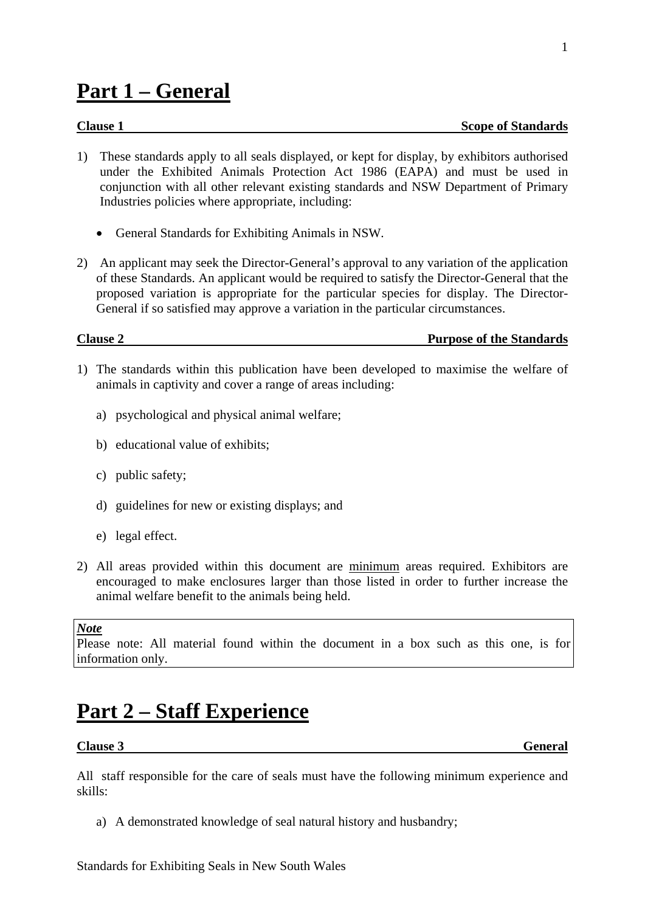# Part 1 – General

**Clause 1 — Scope of Standards**

1) These standards apply to all seals displayed, or kept for display, by exhibitors authorised under the Exhibited Animals Protection Act 1986 (EAPA) and must be used in conjunction with all other relevant existing standards and NSW Department of Primary Industries policies where appropriate, including:

   - General Standards for Exhibiting Animals in NSW.

2) An applicant may seek the Director-General's approval to any variation of the application of these Standards. An applicant would be required to satisfy the Director-General that the proposed variation is appropriate for the particular species for display. The Director-General if so satisfied may approve a variation in the particular circumstances.

**Clause 2 — Purpose of the Standards**

1) The standards within this publication have been developed to maximise the welfare of animals in captivity and cover a range of areas including:

   a) psychological and physical animal welfare;

   b) educational value of exhibits;

   c) public safety;

   d) guidelines for new or existing displays; and

   e) legal effect.

2) All areas provided within this document are <u>minimum</u> areas required. Exhibitors are encouraged to make enclosures larger than those listed in order to further increase the animal welfare benefit to the animals being held.

> ***Note***
> Please note: All material found within the document in a box such as this one, is for information only.

# Part 2 – Staff Experience

**Clause 3 — General**

All staff responsible for the care of seals must have the following minimum experience and skills:

a) A demonstrated knowledge of seal natural history and husbandry;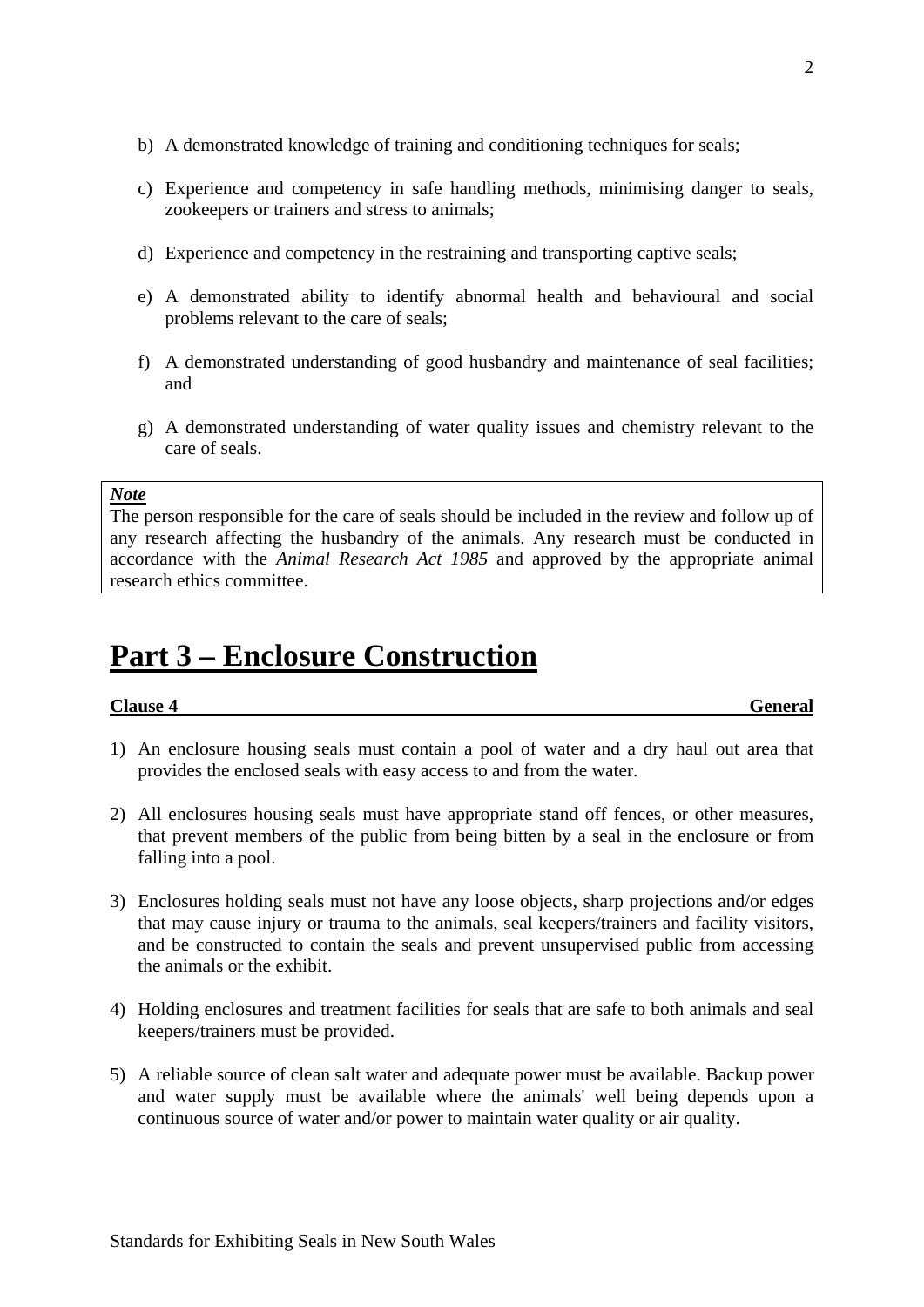b) A demonstrated knowledge of training and conditioning techniques for seals;

c) Experience and competency in safe handling methods, minimising danger to seals, zookeepers or trainers and stress to animals;

d) Experience and competency in the restraining and transporting captive seals;

e) A demonstrated ability to identify abnormal health and behavioural and social problems relevant to the care of seals;

f) A demonstrated understanding of good husbandry and maintenance of seal facilities; and

g) A demonstrated understanding of water quality issues and chemistry relevant to the care of seals.

> ***Note***
> The person responsible for the care of seals should be included in the review and follow up of any research affecting the husbandry of the animals. Any research must be conducted in accordance with the *Animal Research Act 1985* and approved by the appropriate animal research ethics committee.

# Part 3 – Enclosure Construction

**Clause 4 — General**

1) An enclosure housing seals must contain a pool of water and a dry haul out area that provides the enclosed seals with easy access to and from the water.

2) All enclosures housing seals must have appropriate stand off fences, or other measures, that prevent members of the public from being bitten by a seal in the enclosure or from falling into a pool.

3) Enclosures holding seals must not have any loose objects, sharp projections and/or edges that may cause injury or trauma to the animals, seal keepers/trainers and facility visitors, and be constructed to contain the seals and prevent unsupervised public from accessing the animals or the exhibit.

4) Holding enclosures and treatment facilities for seals that are safe to both animals and seal keepers/trainers must be provided.

5) A reliable source of clean salt water and adequate power must be available. Backup power and water supply must be available where the animals' well being depends upon a continuous source of water and/or power to maintain water quality or air quality.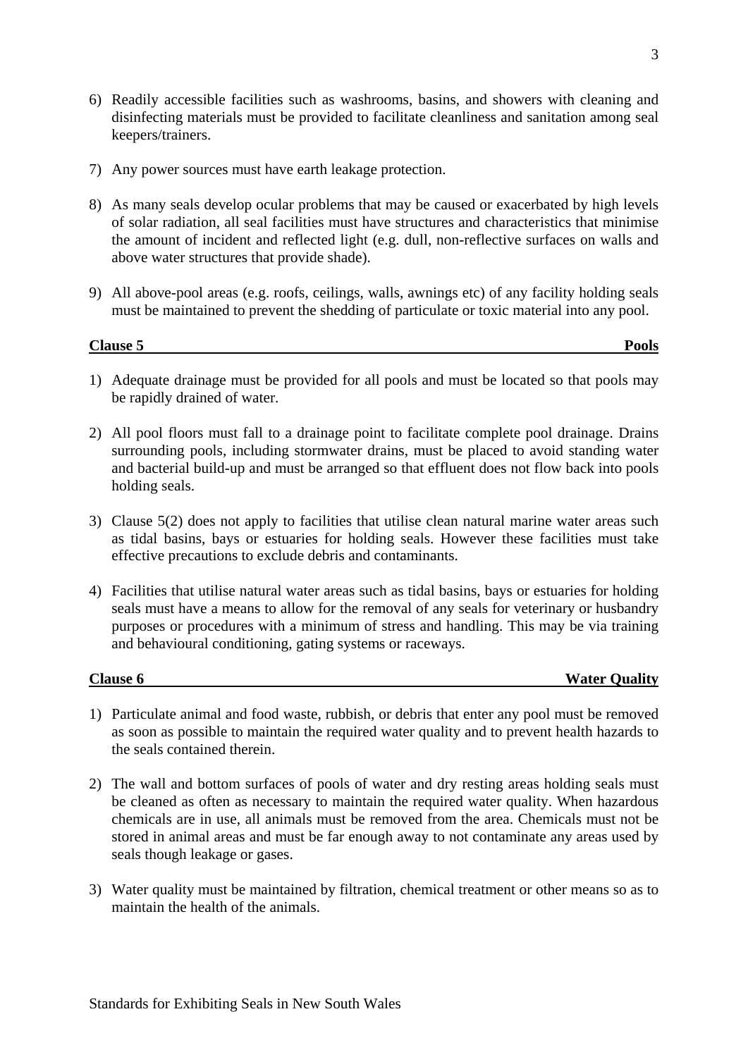6) Readily accessible facilities such as washrooms, basins, and showers with cleaning and disinfecting materials must be provided to facilitate cleanliness and sanitation among seal keepers/trainers.

7) Any power sources must have earth leakage protection.

8) As many seals develop ocular problems that may be caused or exacerbated by high levels of solar radiation, all seal facilities must have structures and characteristics that minimise the amount of incident and reflected light (e.g. dull, non-reflective surfaces on walls and above water structures that provide shade).

9) All above-pool areas (e.g. roofs, ceilings, walls, awnings etc) of any facility holding seals must be maintained to prevent the shedding of particulate or toxic material into any pool.

## Clause 5 — Pools

1) Adequate drainage must be provided for all pools and must be located so that pools may be rapidly drained of water.

2) All pool floors must fall to a drainage point to facilitate complete pool drainage. Drains surrounding pools, including stormwater drains, must be placed to avoid standing water and bacterial build-up and must be arranged so that effluent does not flow back into pools holding seals.

3) Clause 5(2) does not apply to facilities that utilise clean natural marine water areas such as tidal basins, bays or estuaries for holding seals. However these facilities must take effective precautions to exclude debris and contaminants.

4) Facilities that utilise natural water areas such as tidal basins, bays or estuaries for holding seals must have a means to allow for the removal of any seals for veterinary or husbandry purposes or procedures with a minimum of stress and handling. This may be via training and behavioural conditioning, gating systems or raceways.

## Clause 6 — Water Quality

1) Particulate animal and food waste, rubbish, or debris that enter any pool must be removed as soon as possible to maintain the required water quality and to prevent health hazards to the seals contained therein.

2) The wall and bottom surfaces of pools of water and dry resting areas holding seals must be cleaned as often as necessary to maintain the required water quality. When hazardous chemicals are in use, all animals must be removed from the area. Chemicals must not be stored in animal areas and must be far enough away to not contaminate any areas used by seals though leakage or gases.

3) Water quality must be maintained by filtration, chemical treatment or other means so as to maintain the health of the animals.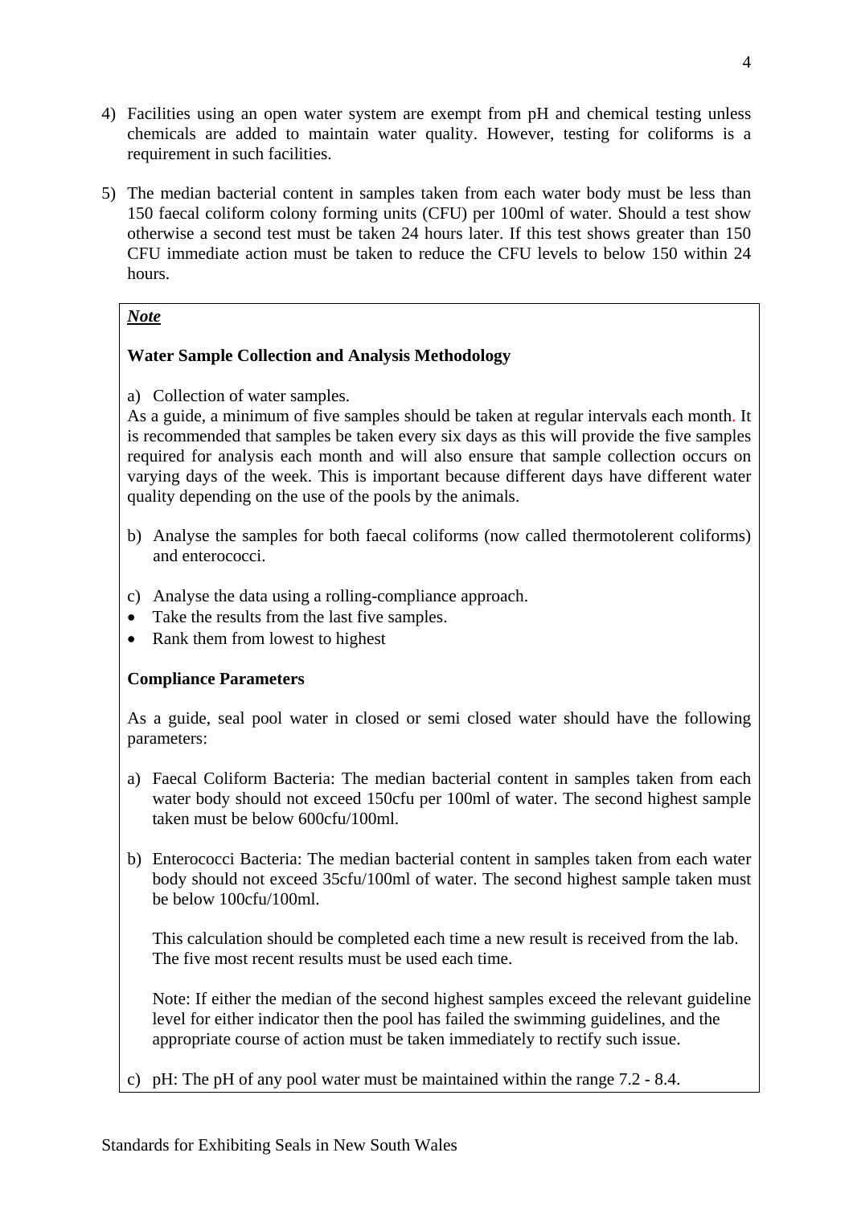4) Facilities using an open water system are exempt from pH and chemical testing unless chemicals are added to maintain water quality. However, testing for coliforms is a requirement in such facilities.

5) The median bacterial content in samples taken from each water body must be less than 150 faecal coliform colony forming units (CFU) per 100ml of water. Should a test show otherwise a second test must be taken 24 hours later. If this test shows greater than 150 CFU immediate action must be taken to reduce the CFU levels to below 150 within 24 hours.

***Note***

**Water Sample Collection and Analysis Methodology**

a) Collection of water samples.

As a guide, a minimum of five samples should be taken at regular intervals each month. It is recommended that samples be taken every six days as this will provide the five samples required for analysis each month and will also ensure that sample collection occurs on varying days of the week. This is important because different days have different water quality depending on the use of the pools by the animals.

b) Analyse the samples for both faecal coliforms (now called thermotolerent coliforms) and enterococci.

c) Analyse the data using a rolling-compliance approach.

- Take the results from the last five samples.
- Rank them from lowest to highest

**Compliance Parameters**

As a guide, seal pool water in closed or semi closed water should have the following parameters:

a) Faecal Coliform Bacteria: The median bacterial content in samples taken from each water body should not exceed 150cfu per 100ml of water. The second highest sample taken must be below 600cfu/100ml.

b) Enterococci Bacteria: The median bacterial content in samples taken from each water body should not exceed 35cfu/100ml of water. The second highest sample taken must be below 100cfu/100ml.

   This calculation should be completed each time a new result is received from the lab. The five most recent results must be used each time.

   Note: If either the median of the second highest samples exceed the relevant guideline level for either indicator then the pool has failed the swimming guidelines, and the appropriate course of action must be taken immediately to rectify such issue.

c) pH: The pH of any pool water must be maintained within the range 7.2 - 8.4.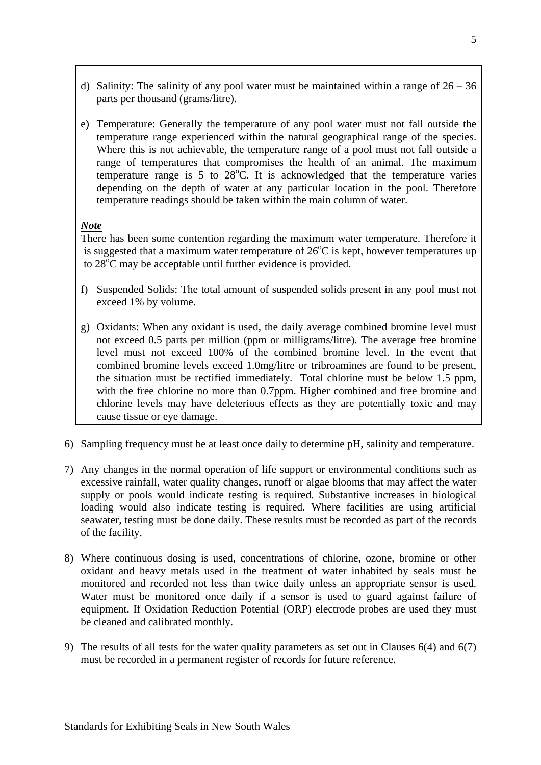d) Salinity: The salinity of any pool water must be maintained within a range of 26 – 36 parts per thousand (grams/litre).

e) Temperature: Generally the temperature of any pool water must not fall outside the temperature range experienced within the natural geographical range of the species. Where this is not achievable, the temperature range of a pool must not fall outside a range of temperatures that compromises the health of an animal. The maximum temperature range is 5 to 28$^{o}$C. It is acknowledged that the temperature varies depending on the depth of water at any particular location in the pool. Therefore temperature readings should be taken within the main column of water.

***Note***

There has been some contention regarding the maximum water temperature. Therefore it is suggested that a maximum water temperature of 26$^{o}$C is kept, however temperatures up to 28$^{o}$C may be acceptable until further evidence is provided.

f) Suspended Solids: The total amount of suspended solids present in any pool must not exceed 1% by volume.

g) Oxidants: When any oxidant is used, the daily average combined bromine level must not exceed 0.5 parts per million (ppm or milligrams/litre). The average free bromine level must not exceed 100% of the combined bromine level. In the event that combined bromine levels exceed 1.0mg/litre or tribroamines are found to be present, the situation must be rectified immediately. Total chlorine must be below 1.5 ppm, with the free chlorine no more than 0.7ppm. Higher combined and free bromine and chlorine levels may have deleterious effects as they are potentially toxic and may cause tissue or eye damage.

6) Sampling frequency must be at least once daily to determine pH, salinity and temperature.

7) Any changes in the normal operation of life support or environmental conditions such as excessive rainfall, water quality changes, runoff or algae blooms that may affect the water supply or pools would indicate testing is required. Substantive increases in biological loading would also indicate testing is required. Where facilities are using artificial seawater, testing must be done daily. These results must be recorded as part of the records of the facility.

8) Where continuous dosing is used, concentrations of chlorine, ozone, bromine or other oxidant and heavy metals used in the treatment of water inhabited by seals must be monitored and recorded not less than twice daily unless an appropriate sensor is used. Water must be monitored once daily if a sensor is used to guard against failure of equipment. If Oxidation Reduction Potential (ORP) electrode probes are used they must be cleaned and calibrated monthly.

9) The results of all tests for the water quality parameters as set out in Clauses 6(4) and 6(7) must be recorded in a permanent register of records for future reference.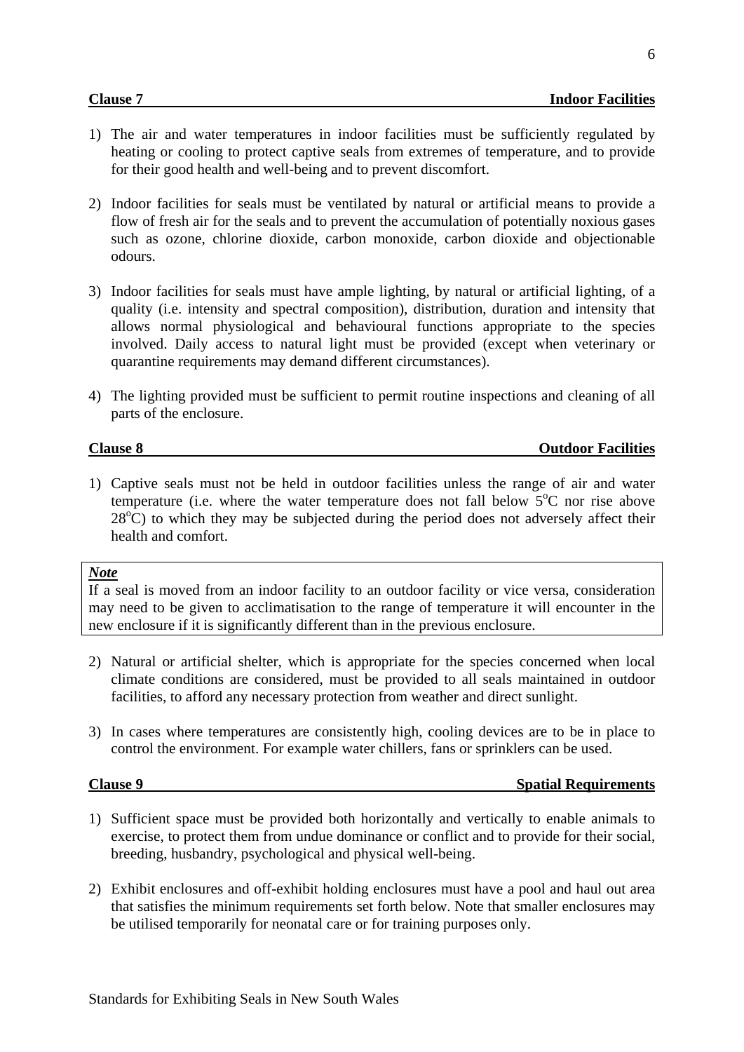## Clause 7 Indoor Facilities

1) The air and water temperatures in indoor facilities must be sufficiently regulated by heating or cooling to protect captive seals from extremes of temperature, and to provide for their good health and well-being and to prevent discomfort.

2) Indoor facilities for seals must be ventilated by natural or artificial means to provide a flow of fresh air for the seals and to prevent the accumulation of potentially noxious gases such as ozone, chlorine dioxide, carbon monoxide, carbon dioxide and objectionable odours.

3) Indoor facilities for seals must have ample lighting, by natural or artificial lighting, of a quality (i.e. intensity and spectral composition), distribution, duration and intensity that allows normal physiological and behavioural functions appropriate to the species involved. Daily access to natural light must be provided (except when veterinary or quarantine requirements may demand different circumstances).

4) The lighting provided must be sufficient to permit routine inspections and cleaning of all parts of the enclosure.

## Clause 8 Outdoor Facilities

1) Captive seals must not be held in outdoor facilities unless the range of air and water temperature (i.e. where the water temperature does not fall below $5^{o}$C nor rise above $28^{o}$C) to which they may be subjected during the period does not adversely affect their health and comfort.

> ***Note***
> If a seal is moved from an indoor facility to an outdoor facility or vice versa, consideration may need to be given to acclimatisation to the range of temperature it will encounter in the new enclosure if it is significantly different than in the previous enclosure.

2) Natural or artificial shelter, which is appropriate for the species concerned when local climate conditions are considered, must be provided to all seals maintained in outdoor facilities, to afford any necessary protection from weather and direct sunlight.

3) In cases where temperatures are consistently high, cooling devices are to be in place to control the environment. For example water chillers, fans or sprinklers can be used.

## Clause 9 Spatial Requirements

1) Sufficient space must be provided both horizontally and vertically to enable animals to exercise, to protect them from undue dominance or conflict and to provide for their social, breeding, husbandry, psychological and physical well-being.

2) Exhibit enclosures and off-exhibit holding enclosures must have a pool and haul out area that satisfies the minimum requirements set forth below. Note that smaller enclosures may be utilised temporarily for neonatal care or for training purposes only.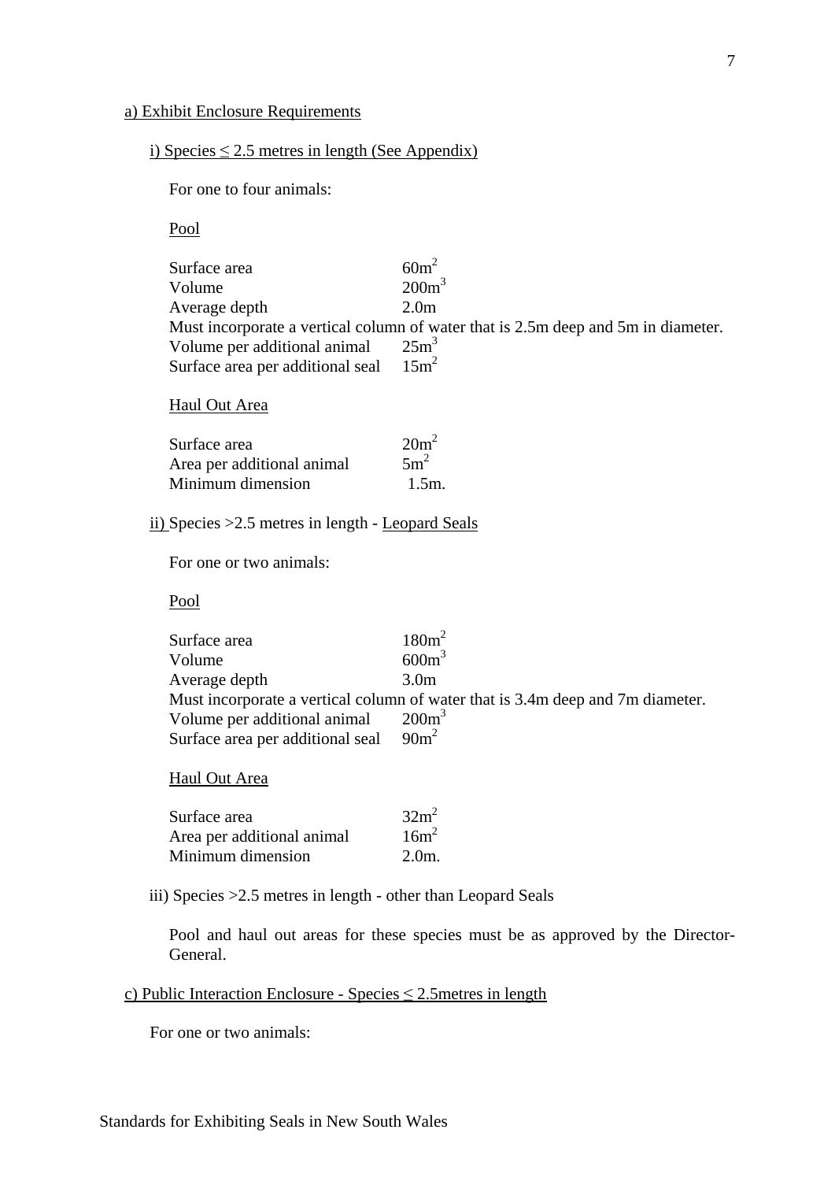a) Exhibit Enclosure Requirements

i) Species ≤ 2.5 metres in length (See Appendix)

For one to four animals:

Pool

| | |
|---|---|
| Surface area | $60m^2$ |
| Volume | $200m^3$ |
| Average depth | 2.0m |

Must incorporate a vertical column of water that is 2.5m deep and 5m in diameter.

| | |
|---|---|
| Volume per additional animal | $25m^3$ |
| Surface area per additional seal | $15m^2$ |

Haul Out Area

| | |
|---|---|
| Surface area | $20m^2$ |
| Area per additional animal | $5m^2$ |
| Minimum dimension | 1.5m. |

ii) Species >2.5 metres in length - Leopard Seals

For one or two animals:

Pool

| | |
|---|---|
| Surface area | $180m^2$ |
| Volume | $600m^3$ |
| Average depth | 3.0m |

Must incorporate a vertical column of water that is 3.4m deep and 7m diameter.

| | |
|---|---|
| Volume per additional animal | $200m^3$ |
| Surface area per additional seal | $90m^2$ |

Haul Out Area

| | |
|---|---|
| Surface area | $32m^2$ |
| Area per additional animal | $16m^2$ |
| Minimum dimension | 2.0m. |

iii) Species >2.5 metres in length - other than Leopard Seals

Pool and haul out areas for these species must be as approved by the Director-General.

c) Public Interaction Enclosure - Species ≤ 2.5metres in length

For one or two animals: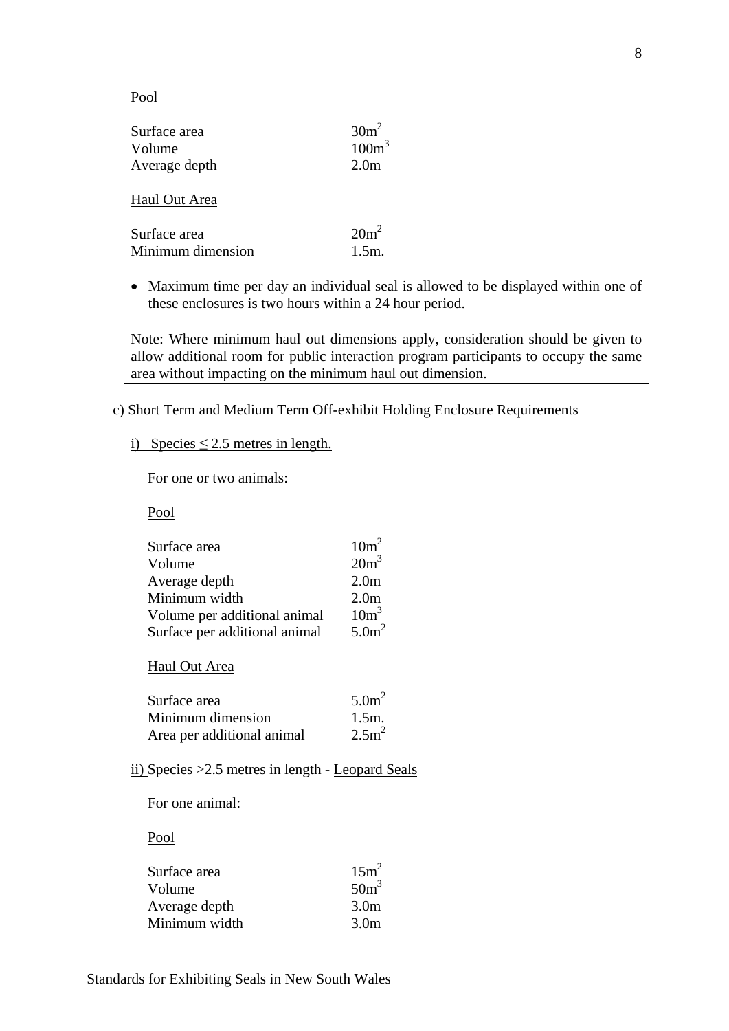Pool

| | |
|---|---|
| Surface area | $30m^2$ |
| Volume | $100m^3$ |
| Average depth | 2.0m |

Haul Out Area

| | |
|---|---|
| Surface area | $20m^2$ |
| Minimum dimension | 1.5m. |

- Maximum time per day an individual seal is allowed to be displayed within one of these enclosures is two hours within a 24 hour period.

> Note: Where minimum haul out dimensions apply, consideration should be given to allow additional room for public interaction program participants to occupy the same area without impacting on the minimum haul out dimension.

c) Short Term and Medium Term Off-exhibit Holding Enclosure Requirements

i) Species ≤ 2.5 metres in length.

For one or two animals:

Pool

| | |
|---|---|
| Surface area | $10m^2$ |
| Volume | $20m^3$ |
| Average depth | 2.0m |
| Minimum width | 2.0m |
| Volume per additional animal | $10m^3$ |
| Surface per additional animal | $5.0m^2$ |

Haul Out Area

| | |
|---|---|
| Surface area | $5.0m^2$ |
| Minimum dimension | 1.5m. |
| Area per additional animal | $2.5m^2$ |

ii) Species >2.5 metres in length - Leopard Seals

For one animal:

Pool

| | |
|---|---|
| Surface area | $15m^2$ |
| Volume | $50m^3$ |
| Average depth | 3.0m |
| Minimum width | 3.0m |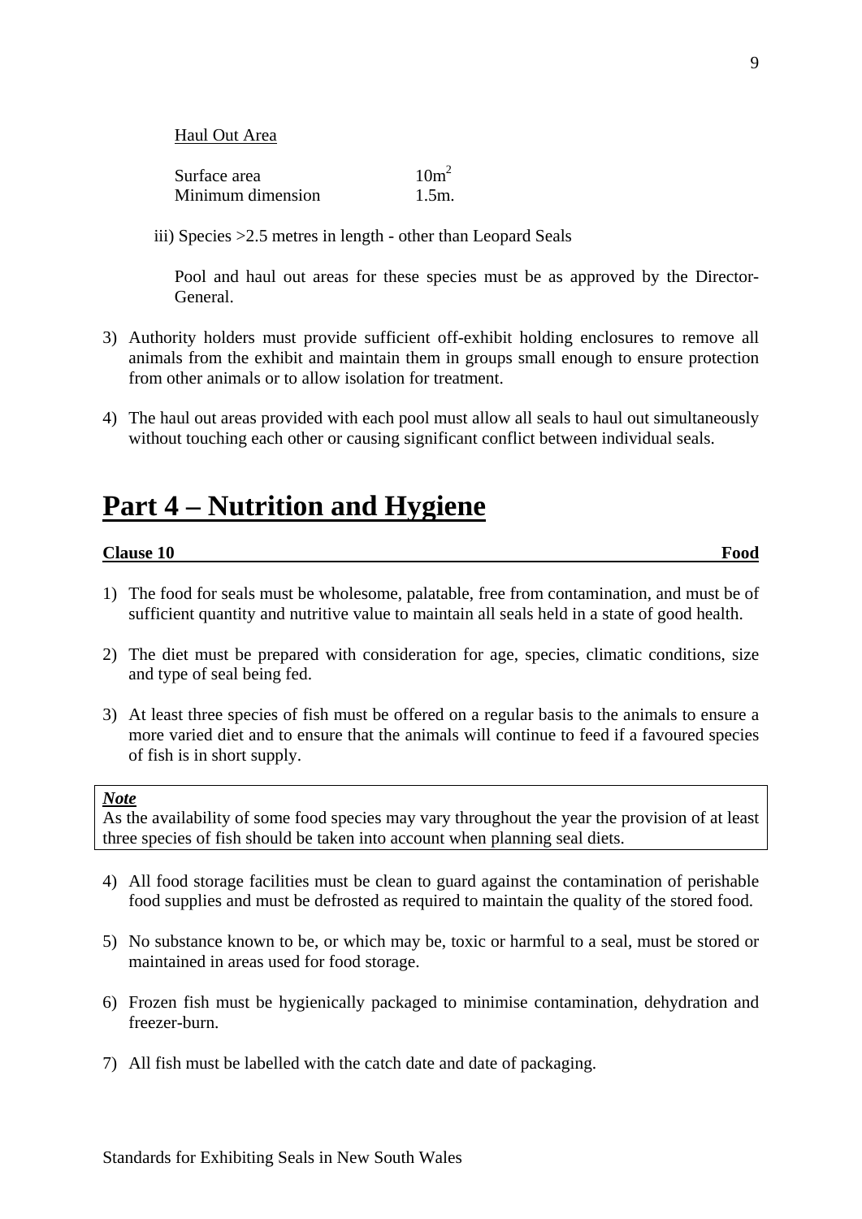Haul Out Area

| Surface area | $10m^2$ |
|---|---|
| Minimum dimension | 1.5m. |

iii) Species >2.5 metres in length - other than Leopard Seals

Pool and haul out areas for these species must be as approved by the Director-General.

3) Authority holders must provide sufficient off-exhibit holding enclosures to remove all animals from the exhibit and maintain them in groups small enough to ensure protection from other animals or to allow isolation for treatment.

4) The haul out areas provided with each pool must allow all seals to haul out simultaneously without touching each other or causing significant conflict between individual seals.

# Part 4 – Nutrition and Hygiene

**Clause 10 — Food**

1) The food for seals must be wholesome, palatable, free from contamination, and must be of sufficient quantity and nutritive value to maintain all seals held in a state of good health.

2) The diet must be prepared with consideration for age, species, climatic conditions, size and type of seal being fed.

3) At least three species of fish must be offered on a regular basis to the animals to ensure a more varied diet and to ensure that the animals will continue to feed if a favoured species of fish is in short supply.

> ***Note***
> As the availability of some food species may vary throughout the year the provision of at least three species of fish should be taken into account when planning seal diets.

4) All food storage facilities must be clean to guard against the contamination of perishable food supplies and must be defrosted as required to maintain the quality of the stored food.

5) No substance known to be, or which may be, toxic or harmful to a seal, must be stored or maintained in areas used for food storage.

6) Frozen fish must be hygienically packaged to minimise contamination, dehydration and freezer-burn.

7) All fish must be labelled with the catch date and date of packaging.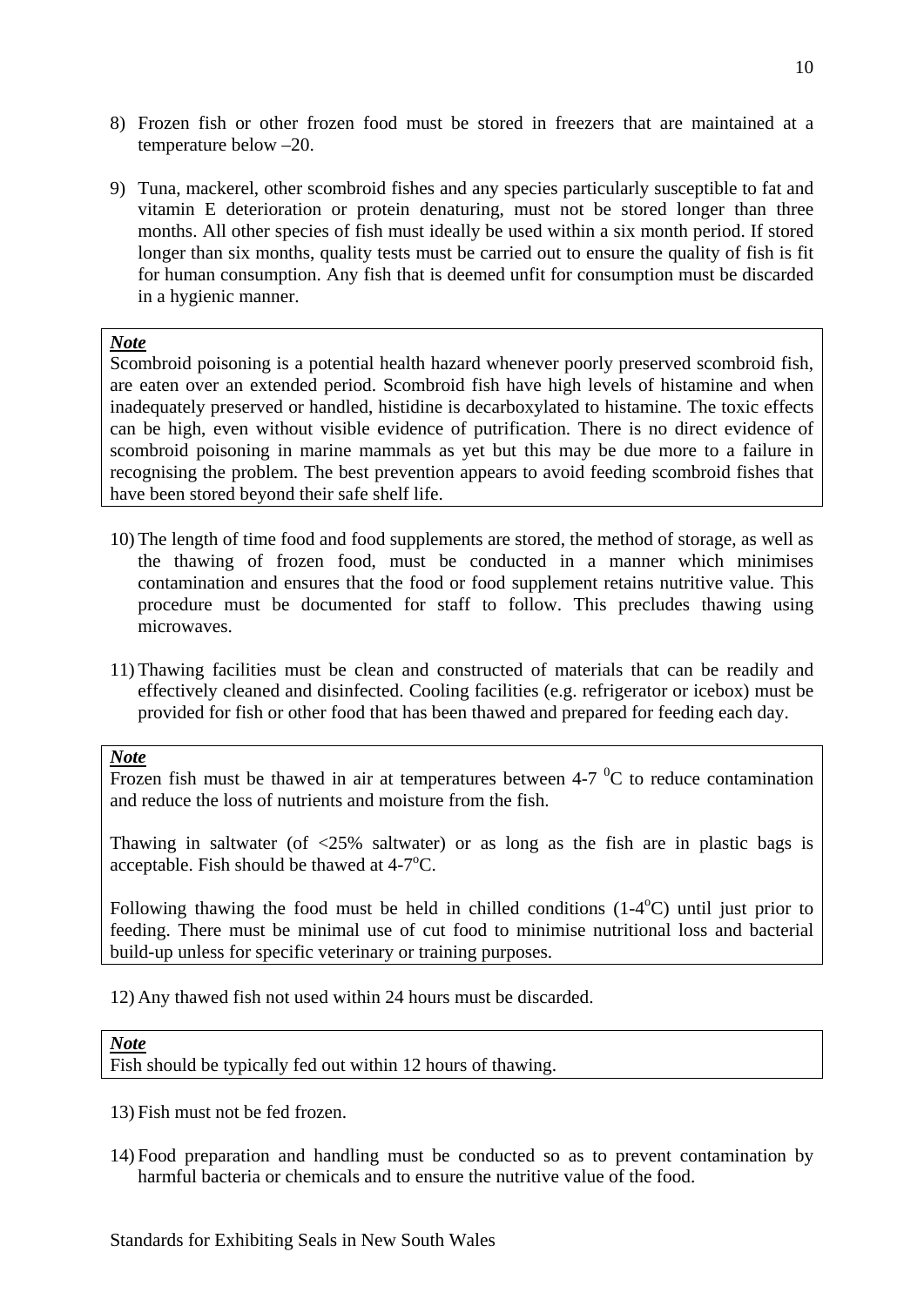8) Frozen fish or other frozen food must be stored in freezers that are maintained at a temperature below –20.

9) Tuna, mackerel, other scombroid fishes and any species particularly susceptible to fat and vitamin E deterioration or protein denaturing, must not be stored longer than three months. All other species of fish must ideally be used within a six month period. If stored longer than six months, quality tests must be carried out to ensure the quality of fish is fit for human consumption. Any fish that is deemed unfit for consumption must be discarded in a hygienic manner.

> ***Note***
> Scombroid poisoning is a potential health hazard whenever poorly preserved scombroid fish, are eaten over an extended period. Scombroid fish have high levels of histamine and when inadequately preserved or handled, histidine is decarboxylated to histamine. The toxic effects can be high, even without visible evidence of putrification. There is no direct evidence of scombroid poisoning in marine mammals as yet but this may be due more to a failure in recognising the problem. The best prevention appears to avoid feeding scombroid fishes that have been stored beyond their safe shelf life.

10) The length of time food and food supplements are stored, the method of storage, as well as the thawing of frozen food, must be conducted in a manner which minimises contamination and ensures that the food or food supplement retains nutritive value. This procedure must be documented for staff to follow. This precludes thawing using microwaves.

11) Thawing facilities must be clean and constructed of materials that can be readily and effectively cleaned and disinfected. Cooling facilities (e.g. refrigerator or icebox) must be provided for fish or other food that has been thawed and prepared for feeding each day.

> ***Note***
> Frozen fish must be thawed in air at temperatures between 4-7 $^{0}$C to reduce contamination and reduce the loss of nutrients and moisture from the fish.
>
> Thawing in saltwater (of <25% saltwater) or as long as the fish are in plastic bags is acceptable. Fish should be thawed at 4-7$^{o}$C.
>
> Following thawing the food must be held in chilled conditions (1-4$^{o}$C) until just prior to feeding. There must be minimal use of cut food to minimise nutritional loss and bacterial build-up unless for specific veterinary or training purposes.

12) Any thawed fish not used within 24 hours must be discarded.

> ***Note***
> Fish should be typically fed out within 12 hours of thawing.

13) Fish must not be fed frozen.

14) Food preparation and handling must be conducted so as to prevent contamination by harmful bacteria or chemicals and to ensure the nutritive value of the food.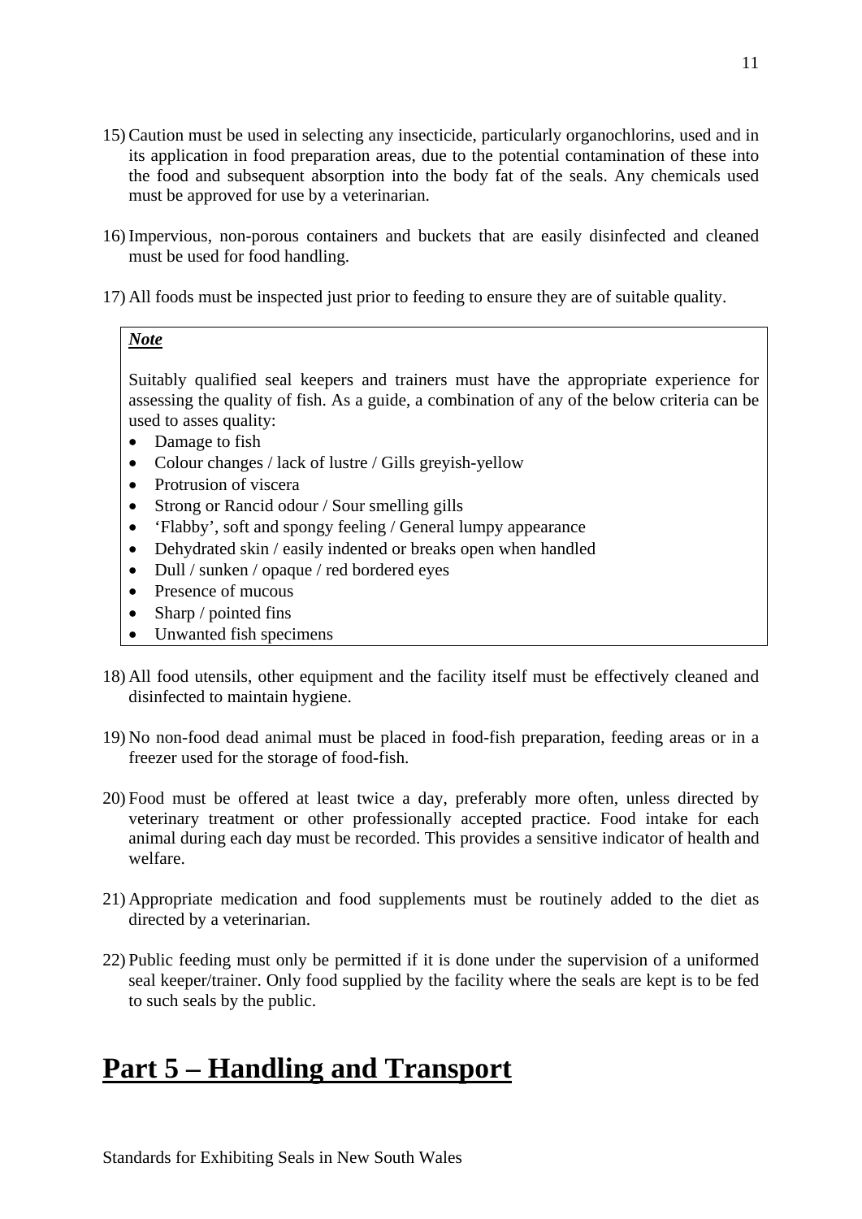15) Caution must be used in selecting any insecticide, particularly organochlorins, used and in its application in food preparation areas, due to the potential contamination of these into the food and subsequent absorption into the body fat of the seals. Any chemicals used must be approved for use by a veterinarian.

16) Impervious, non-porous containers and buckets that are easily disinfected and cleaned must be used for food handling.

17) All foods must be inspected just prior to feeding to ensure they are of suitable quality.

> ***Note***
>
> Suitably qualified seal keepers and trainers must have the appropriate experience for assessing the quality of fish. As a guide, a combination of any of the below criteria can be used to asses quality:
>
> - Damage to fish
> - Colour changes / lack of lustre / Gills greyish-yellow
> - Protrusion of viscera
> - Strong or Rancid odour / Sour smelling gills
> - 'Flabby', soft and spongy feeling / General lumpy appearance
> - Dehydrated skin / easily indented or breaks open when handled
> - Dull / sunken / opaque / red bordered eyes
> - Presence of mucous
> - Sharp / pointed fins
> - Unwanted fish specimens

18) All food utensils, other equipment and the facility itself must be effectively cleaned and disinfected to maintain hygiene.

19) No non-food dead animal must be placed in food-fish preparation, feeding areas or in a freezer used for the storage of food-fish.

20) Food must be offered at least twice a day, preferably more often, unless directed by veterinary treatment or other professionally accepted practice. Food intake for each animal during each day must be recorded. This provides a sensitive indicator of health and welfare.

21) Appropriate medication and food supplements must be routinely added to the diet as directed by a veterinarian.

22) Public feeding must only be permitted if it is done under the supervision of a uniformed seal keeper/trainer. Only food supplied by the facility where the seals are kept is to be fed to such seals by the public.

# Part 5 – Handling and Transport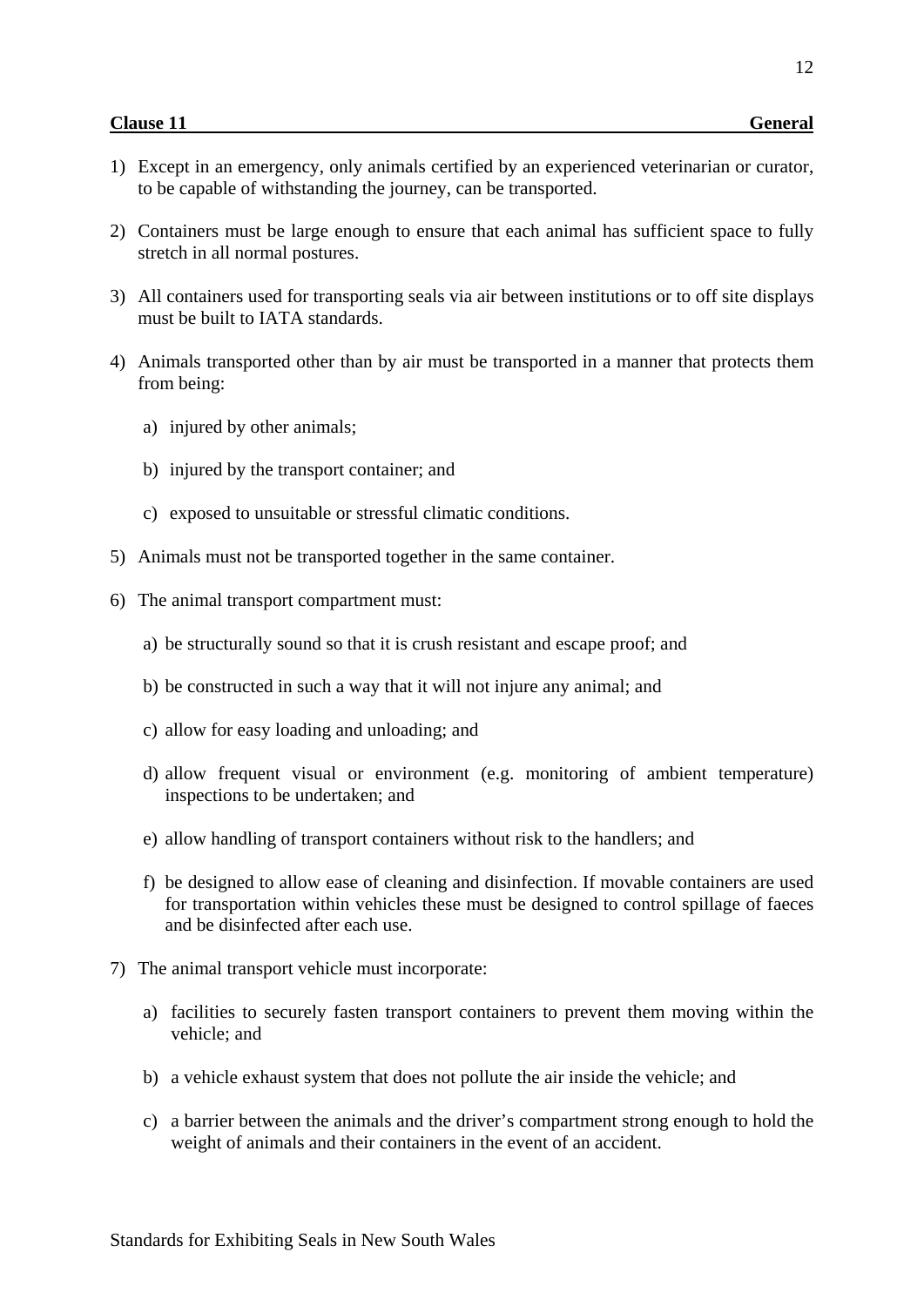## Clause 11 General

1) Except in an emergency, only animals certified by an experienced veterinarian or curator, to be capable of withstanding the journey, can be transported.

2) Containers must be large enough to ensure that each animal has sufficient space to fully stretch in all normal postures.

3) All containers used for transporting seals via air between institutions or to off site displays must be built to IATA standards.

4) Animals transported other than by air must be transported in a manner that protects them from being:

   a) injured by other animals;

   b) injured by the transport container; and

   c) exposed to unsuitable or stressful climatic conditions.

5) Animals must not be transported together in the same container.

6) The animal transport compartment must:

   a) be structurally sound so that it is crush resistant and escape proof; and

   b) be constructed in such a way that it will not injure any animal; and

   c) allow for easy loading and unloading; and

   d) allow frequent visual or environment (e.g. monitoring of ambient temperature) inspections to be undertaken; and

   e) allow handling of transport containers without risk to the handlers; and

   f) be designed to allow ease of cleaning and disinfection. If movable containers are used for transportation within vehicles these must be designed to control spillage of faeces and be disinfected after each use.

7) The animal transport vehicle must incorporate:

   a) facilities to securely fasten transport containers to prevent them moving within the vehicle; and

   b) a vehicle exhaust system that does not pollute the air inside the vehicle; and

   c) a barrier between the animals and the driver's compartment strong enough to hold the weight of animals and their containers in the event of an accident.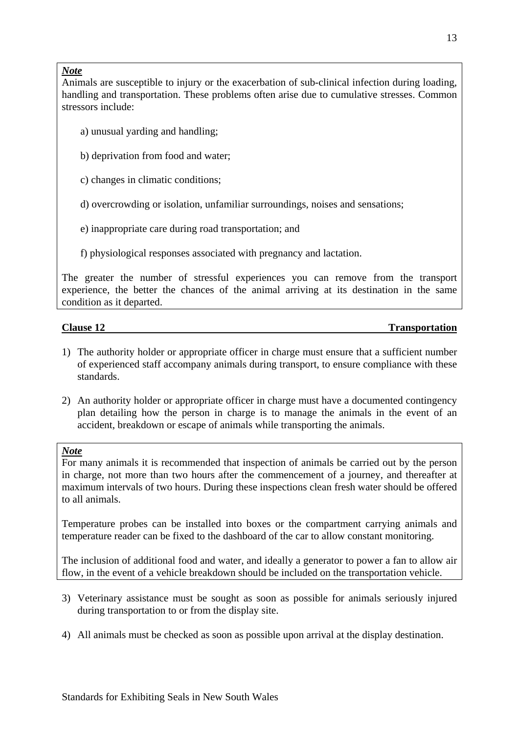***Note***

Animals are susceptible to injury or the exacerbation of sub-clinical infection during loading, handling and transportation. These problems often arise due to cumulative stresses. Common stressors include:

a) unusual yarding and handling;

b) deprivation from food and water;

c) changes in climatic conditions;

d) overcrowding or isolation, unfamiliar surroundings, noises and sensations;

e) inappropriate care during road transportation; and

f) physiological responses associated with pregnancy and lactation.

The greater the number of stressful experiences you can remove from the transport experience, the better the chances of the animal arriving at its destination in the same condition as it departed.

## Clause 12 — Transportation

1) The authority holder or appropriate officer in charge must ensure that a sufficient number of experienced staff accompany animals during transport, to ensure compliance with these standards.

2) An authority holder or appropriate officer in charge must have a documented contingency plan detailing how the person in charge is to manage the animals in the event of an accident, breakdown or escape of animals while transporting the animals.

***Note***

For many animals it is recommended that inspection of animals be carried out by the person in charge, not more than two hours after the commencement of a journey, and thereafter at maximum intervals of two hours. During these inspections clean fresh water should be offered to all animals.

Temperature probes can be installed into boxes or the compartment carrying animals and temperature reader can be fixed to the dashboard of the car to allow constant monitoring.

The inclusion of additional food and water, and ideally a generator to power a fan to allow air flow, in the event of a vehicle breakdown should be included on the transportation vehicle.

3) Veterinary assistance must be sought as soon as possible for animals seriously injured during transportation to or from the display site.

4) All animals must be checked as soon as possible upon arrival at the display destination.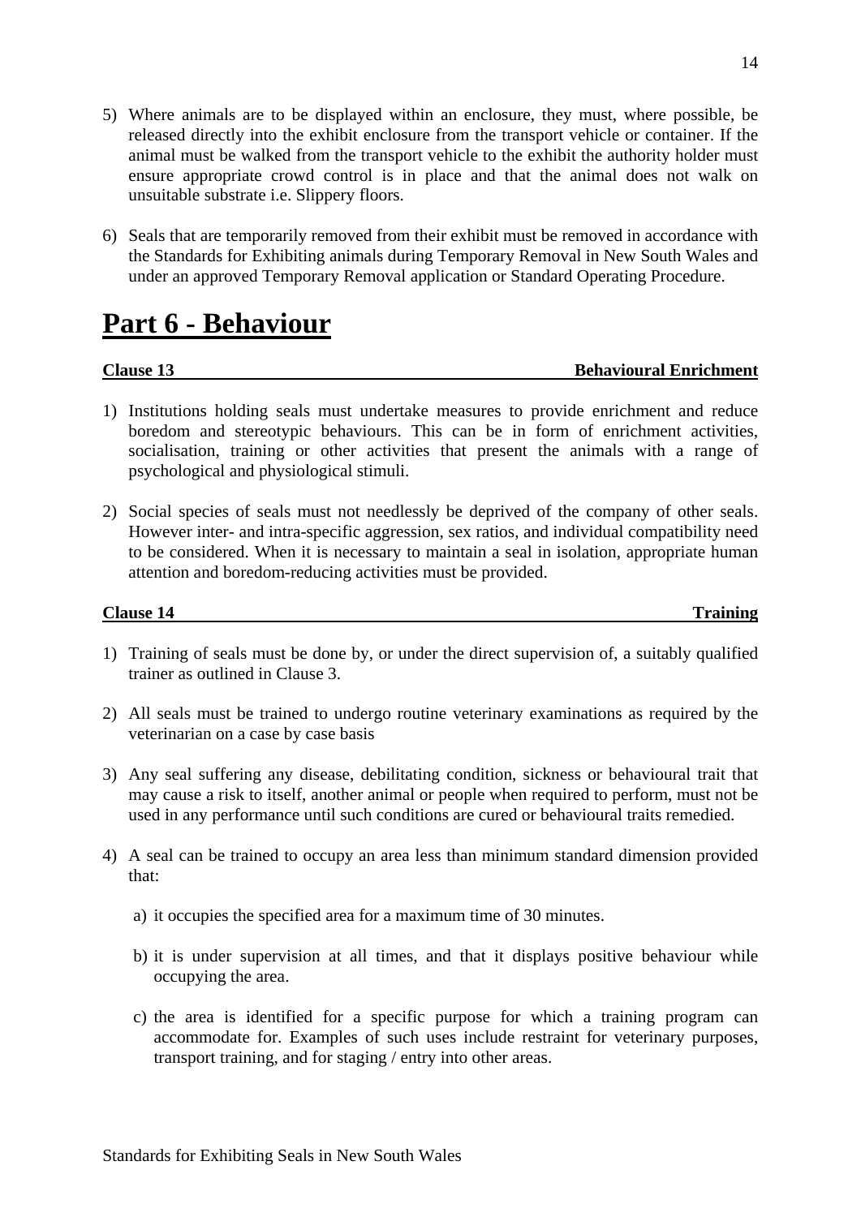5) Where animals are to be displayed within an enclosure, they must, where possible, be released directly into the exhibit enclosure from the transport vehicle or container. If the animal must be walked from the transport vehicle to the exhibit the authority holder must ensure appropriate crowd control is in place and that the animal does not walk on unsuitable substrate i.e. Slippery floors.

6) Seals that are temporarily removed from their exhibit must be removed in accordance with the Standards for Exhibiting animals during Temporary Removal in New South Wales and under an approved Temporary Removal application or Standard Operating Procedure.

# Part 6 - Behaviour

**Clause 13 — Behavioural Enrichment**

1) Institutions holding seals must undertake measures to provide enrichment and reduce boredom and stereotypic behaviours. This can be in form of enrichment activities, socialisation, training or other activities that present the animals with a range of psychological and physiological stimuli.

2) Social species of seals must not needlessly be deprived of the company of other seals. However inter- and intra-specific aggression, sex ratios, and individual compatibility need to be considered. When it is necessary to maintain a seal in isolation, appropriate human attention and boredom-reducing activities must be provided.

**Clause 14 — Training**

1) Training of seals must be done by, or under the direct supervision of, a suitably qualified trainer as outlined in Clause 3.

2) All seals must be trained to undergo routine veterinary examinations as required by the veterinarian on a case by case basis

3) Any seal suffering any disease, debilitating condition, sickness or behavioural trait that may cause a risk to itself, another animal or people when required to perform, must not be used in any performance until such conditions are cured or behavioural traits remedied.

4) A seal can be trained to occupy an area less than minimum standard dimension provided that:

   a) it occupies the specified area for a maximum time of 30 minutes.

   b) it is under supervision at all times, and that it displays positive behaviour while occupying the area.

   c) the area is identified for a specific purpose for which a training program can accommodate for. Examples of such uses include restraint for veterinary purposes, transport training, and for staging / entry into other areas.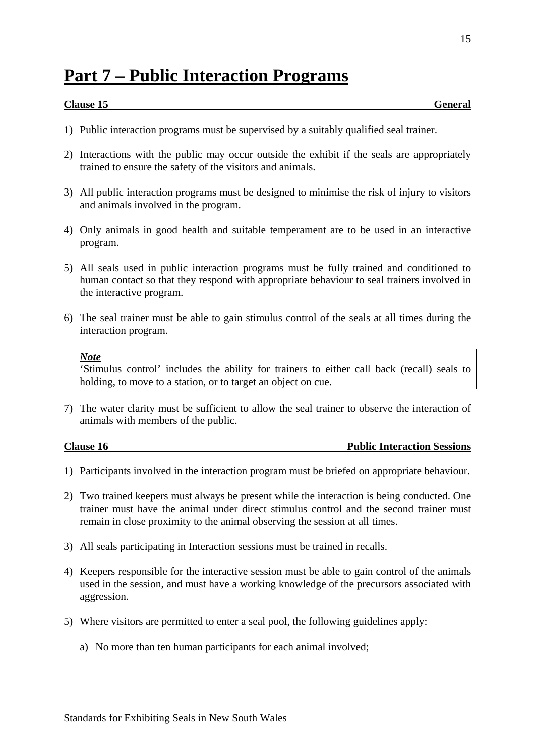# Part 7 – Public Interaction Programs

**Clause 15 General**

1) Public interaction programs must be supervised by a suitably qualified seal trainer.

2) Interactions with the public may occur outside the exhibit if the seals are appropriately trained to ensure the safety of the visitors and animals.

3) All public interaction programs must be designed to minimise the risk of injury to visitors and animals involved in the program.

4) Only animals in good health and suitable temperament are to be used in an interactive program.

5) All seals used in public interaction programs must be fully trained and conditioned to human contact so that they respond with appropriate behaviour to seal trainers involved in the interactive program.

6) The seal trainer must be able to gain stimulus control of the seals at all times during the interaction program.

> ***Note***
> 'Stimulus control' includes the ability for trainers to either call back (recall) seals to holding, to move to a station, or to target an object on cue.

7) The water clarity must be sufficient to allow the seal trainer to observe the interaction of animals with members of the public.

**Clause 16 Public Interaction Sessions**

1) Participants involved in the interaction program must be briefed on appropriate behaviour.

2) Two trained keepers must always be present while the interaction is being conducted. One trainer must have the animal under direct stimulus control and the second trainer must remain in close proximity to the animal observing the session at all times.

3) All seals participating in Interaction sessions must be trained in recalls.

4) Keepers responsible for the interactive session must be able to gain control of the animals used in the session, and must have a working knowledge of the precursors associated with aggression.

5) Where visitors are permitted to enter a seal pool, the following guidelines apply:

   a) No more than ten human participants for each animal involved;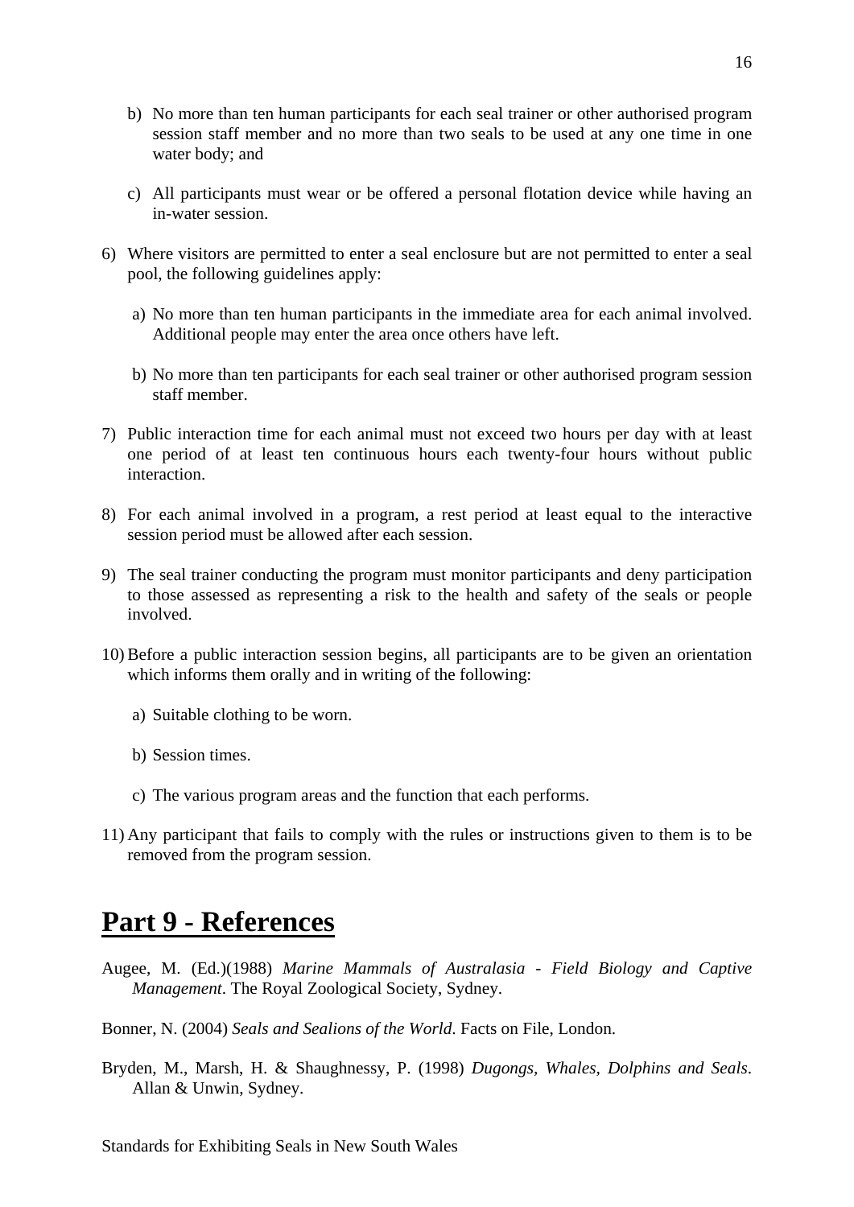b) No more than ten human participants for each seal trainer or other authorised program session staff member and no more than two seals to be used at any one time in one water body; and

c) All participants must wear or be offered a personal flotation device while having an in-water session.

6) Where visitors are permitted to enter a seal enclosure but are not permitted to enter a seal pool, the following guidelines apply:

   a) No more than ten human participants in the immediate area for each animal involved. Additional people may enter the area once others have left.

   b) No more than ten participants for each seal trainer or other authorised program session staff member.

7) Public interaction time for each animal must not exceed two hours per day with at least one period of at least ten continuous hours each twenty-four hours without public interaction.

8) For each animal involved in a program, a rest period at least equal to the interactive session period must be allowed after each session.

9) The seal trainer conducting the program must monitor participants and deny participation to those assessed as representing a risk to the health and safety of the seals or people involved.

10) Before a public interaction session begins, all participants are to be given an orientation which informs them orally and in writing of the following:

    a) Suitable clothing to be worn.

    b) Session times.

    c) The various program areas and the function that each performs.

11) Any participant that fails to comply with the rules or instructions given to them is to be removed from the program session.

# Part 9 - References

Augee, M. (Ed.)(1988) *Marine Mammals of Australasia - Field Biology and Captive Management*. The Royal Zoological Society, Sydney.

Bonner, N. (2004) *Seals and Sealions of the World.* Facts on File, London.

Bryden, M., Marsh, H. & Shaughnessy, P. (1998) *Dugongs, Whales, Dolphins and Seals*. Allan & Unwin, Sydney.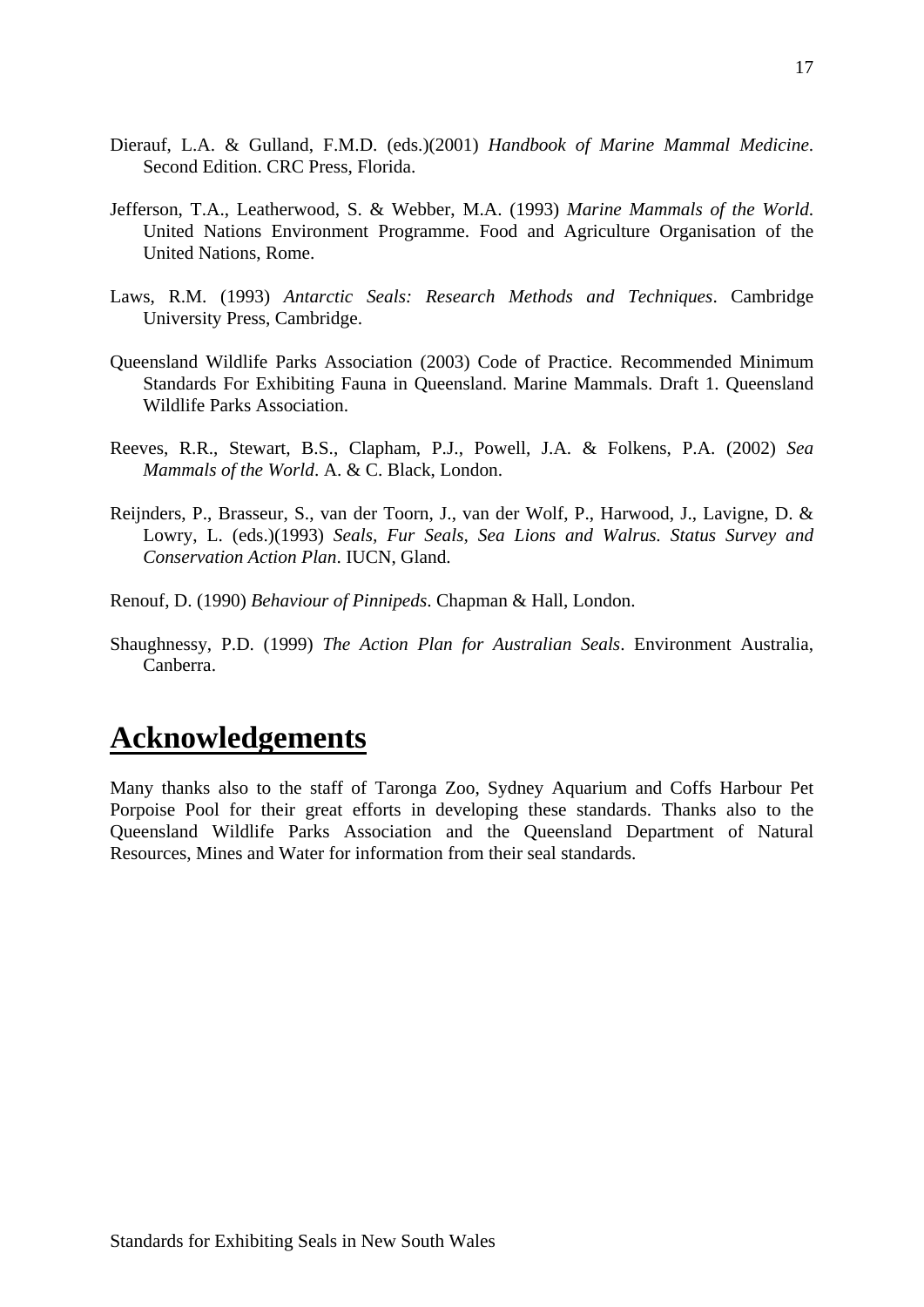Dierauf, L.A. & Gulland, F.M.D. (eds.)(2001) *Handbook of Marine Mammal Medicine*. Second Edition. CRC Press, Florida.

Jefferson, T.A., Leatherwood, S. & Webber, M.A. (1993) *Marine Mammals of the World*. United Nations Environment Programme. Food and Agriculture Organisation of the United Nations, Rome.

Laws, R.M. (1993) *Antarctic Seals: Research Methods and Techniques*. Cambridge University Press, Cambridge.

Queensland Wildlife Parks Association (2003) Code of Practice. Recommended Minimum Standards For Exhibiting Fauna in Queensland. Marine Mammals. Draft 1. Queensland Wildlife Parks Association.

Reeves, R.R., Stewart, B.S., Clapham, P.J., Powell, J.A. & Folkens, P.A. (2002) *Sea Mammals of the World*. A. & C. Black, London.

Reijnders, P., Brasseur, S., van der Toorn, J., van der Wolf, P., Harwood, J., Lavigne, D. & Lowry, L. (eds.)(1993) *Seals, Fur Seals, Sea Lions and Walrus. Status Survey and Conservation Action Plan*. IUCN, Gland.

Renouf, D. (1990) *Behaviour of Pinnipeds*. Chapman & Hall, London.

Shaughnessy, P.D. (1999) *The Action Plan for Australian Seals*. Environment Australia, Canberra.

# Acknowledgements

Many thanks also to the staff of Taronga Zoo, Sydney Aquarium and Coffs Harbour Pet Porpoise Pool for their great efforts in developing these standards. Thanks also to the Queensland Wildlife Parks Association and the Queensland Department of Natural Resources, Mines and Water for information from their seal standards.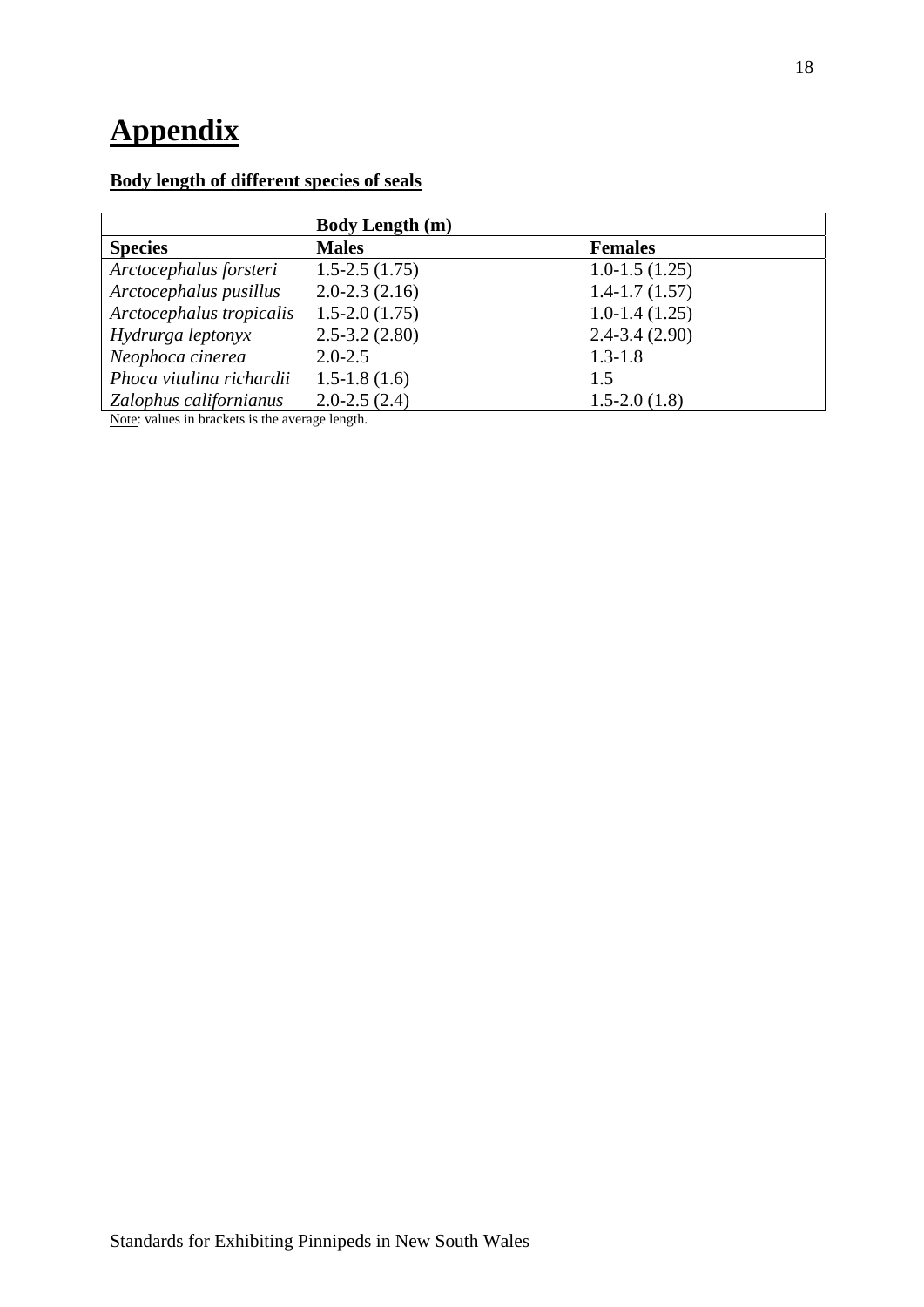# **Appendix**

## **Body length of different species of seals**

| | Body Length (m) | |
|---|---|---|
| **Species** | **Males** | **Females** |
| *Arctocephalus forsteri* | 1.5-2.5 (1.75) | 1.0-1.5 (1.25) |
| *Arctocephalus pusillus* | 2.0-2.3 (2.16) | 1.4-1.7 (1.57) |
| *Arctocephalus tropicalis* | 1.5-2.0 (1.75) | 1.0-1.4 (1.25) |
| *Hydrurga leptonyx* | 2.5-3.2 (2.80) | 2.4-3.4 (2.90) |
| *Neophoca cinerea* | 2.0-2.5 | 1.3-1.8 |
| *Phoca vitulina richardii* | 1.5-1.8 (1.6) | 1.5 |
| *Zalophus californianus* | 2.0-2.5 (2.4) | 1.5-2.0 (1.8) |

Note: values in brackets is the average length.